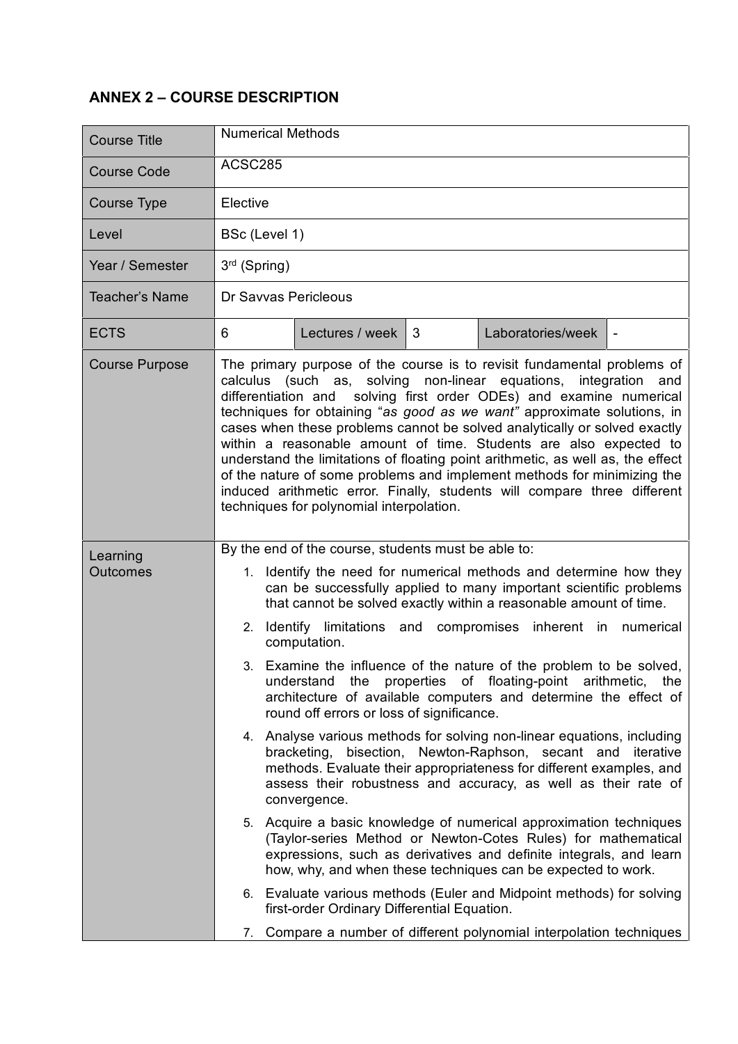## ANNEX 2 – COURSE DESCRIPTION

| Course Title | Numerical Methods | | | | |
|---|---|---|---|---|---|
| Course Code | ACSC285 | | | | |
| Course Type | Elective | | | | |
| Level | BSc (Level 1) | | | | |
| Year / Semester | 3rd (Spring) | | | | |
| Teacher's Name | Dr Savvas Pericleous | | | | |
| ECTS | 6 | Lectures / week | 3 | Laboratories/week | - |
| Course Purpose | The primary purpose of the course is to revisit fundamental problems of calculus (such as, solving non-linear equations, integration and differentiation and solving first order ODEs) and examine numerical techniques for obtaining "*as good as we want"* approximate solutions, in cases when these problems cannot be solved analytically or solved exactly within a reasonable amount of time. Students are also expected to understand the limitations of floating point arithmetic, as well as, the effect of the nature of some problems and implement methods for minimizing the induced arithmetic error. Finally, students will compare three different techniques for polynomial interpolation. | | | | |
| Learning Outcomes | By the end of the course, students must be able to:<br>1. Identify the need for numerical methods and determine how they can be successfully applied to many important scientific problems that cannot be solved exactly within a reasonable amount of time.<br>2. Identify limitations and compromises inherent in numerical computation.<br>3. Examine the influence of the nature of the problem to be solved, understand the properties of floating-point arithmetic, the architecture of available computers and determine the effect of round off errors or loss of significance.<br>4. Analyse various methods for solving non-linear equations, including bracketing, bisection, Newton-Raphson, secant and iterative methods. Evaluate their appropriateness for different examples, and assess their robustness and accuracy, as well as their rate of convergence.<br>5. Acquire a basic knowledge of numerical approximation techniques (Taylor-series Method or Newton-Cotes Rules) for mathematical expressions, such as derivatives and definite integrals, and learn how, why, and when these techniques can be expected to work.<br>6. Evaluate various methods (Euler and Midpoint methods) for solving first-order Ordinary Differential Equation.<br>7. Compare a number of different polynomial interpolation techniques | | | | |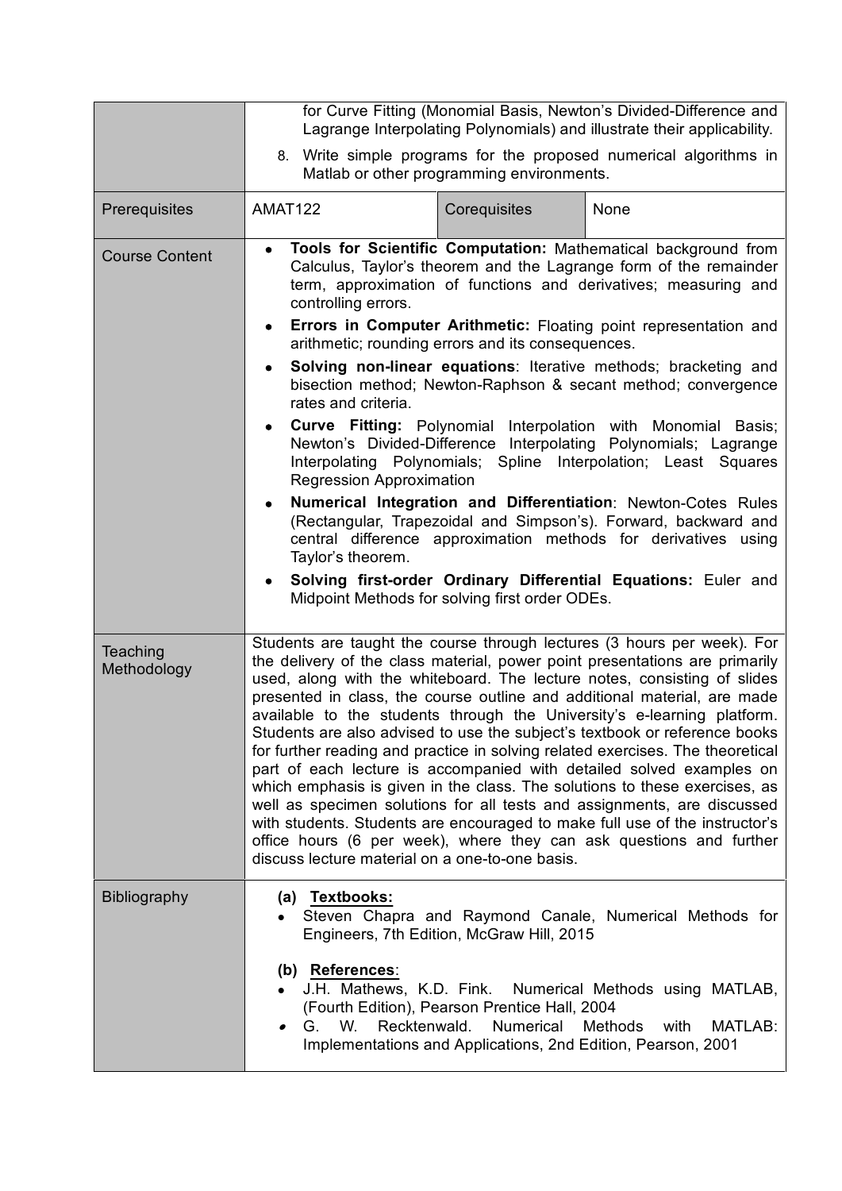| | | | |
|---|---|---|---|
| | for Curve Fitting (Monomial Basis, Newton's Divided-Difference and Lagrange Interpolating Polynomials) and illustrate their applicability.<br>8. Write simple programs for the proposed numerical algorithms in Matlab or other programming environments. | | |
| Prerequisites | AMAT122 | Corequisites | None |
| Course Content | • **Tools for Scientific Computation:** Mathematical background from Calculus, Taylor's theorem and the Lagrange form of the remainder term, approximation of functions and derivatives; measuring and controlling errors.<br>• **Errors in Computer Arithmetic:** Floating point representation and arithmetic; rounding errors and its consequences.<br>• **Solving non-linear equations**: Iterative methods; bracketing and bisection method; Newton-Raphson & secant method; convergence rates and criteria.<br>• **Curve Fitting:** Polynomial Interpolation with Monomial Basis; Newton's Divided-Difference Interpolating Polynomials; Lagrange Interpolating Polynomials; Spline Interpolation; Least Squares Regression Approximation<br>• **Numerical Integration and Differentiation**: Newton-Cotes Rules (Rectangular, Trapezoidal and Simpson's). Forward, backward and central difference approximation methods for derivatives using Taylor's theorem.<br>• **Solving first-order Ordinary Differential Equations:** Euler and Midpoint Methods for solving first order ODEs. | | |
| Teaching Methodology | Students are taught the course through lectures (3 hours per week). For the delivery of the class material, power point presentations are primarily used, along with the whiteboard. The lecture notes, consisting of slides presented in class, the course outline and additional material, are made available to the students through the University's e-learning platform. Students are also advised to use the subject's textbook or reference books for further reading and practice in solving related exercises. The theoretical part of each lecture is accompanied with detailed solved examples on which emphasis is given in the class. The solutions to these exercises, as well as specimen solutions for all tests and assignments, are discussed with students. Students are encouraged to make full use of the instructor's office hours (6 per week), where they can ask questions and further discuss lecture material on a one-to-one basis. | | |
| Bibliography | **(a) Textbooks:**<br>• Steven Chapra and Raymond Canale, Numerical Methods for Engineers, 7th Edition, McGraw Hill, 2015<br><br>**(b) References**:<br>• J.H. Mathews, K.D. Fink. Numerical Methods using MATLAB, (Fourth Edition), Pearson Prentice Hall, 2004<br>• G. W. Recktenwald. Numerical Methods with MATLAB: Implementations and Applications, 2nd Edition, Pearson, 2001 | | |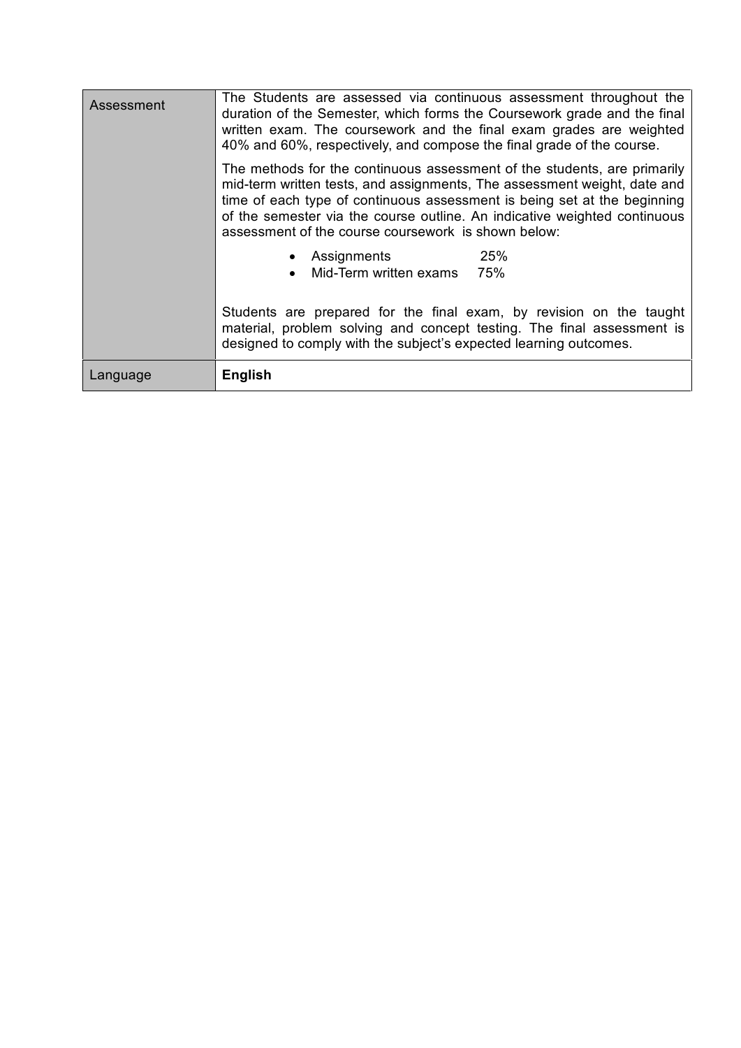| | |
|---|---|
| Assessment | The Students are assessed via continuous assessment throughout the duration of the Semester, which forms the Coursework grade and the final written exam. The coursework and the final exam grades are weighted 40% and 60%, respectively, and compose the final grade of the course.<br><br>The methods for the continuous assessment of the students, are primarily mid-term written tests, and assignments, The assessment weight, date and time of each type of continuous assessment is being set at the beginning of the semester via the course outline. An indicative weighted continuous assessment of the course coursework is shown below:<br><br>• Assignments 25%<br>• Mid-Term written exams 75%<br><br>Students are prepared for the final exam, by revision on the taught material, problem solving and concept testing. The final assessment is designed to comply with the subject's expected learning outcomes. |
| Language | **English** |